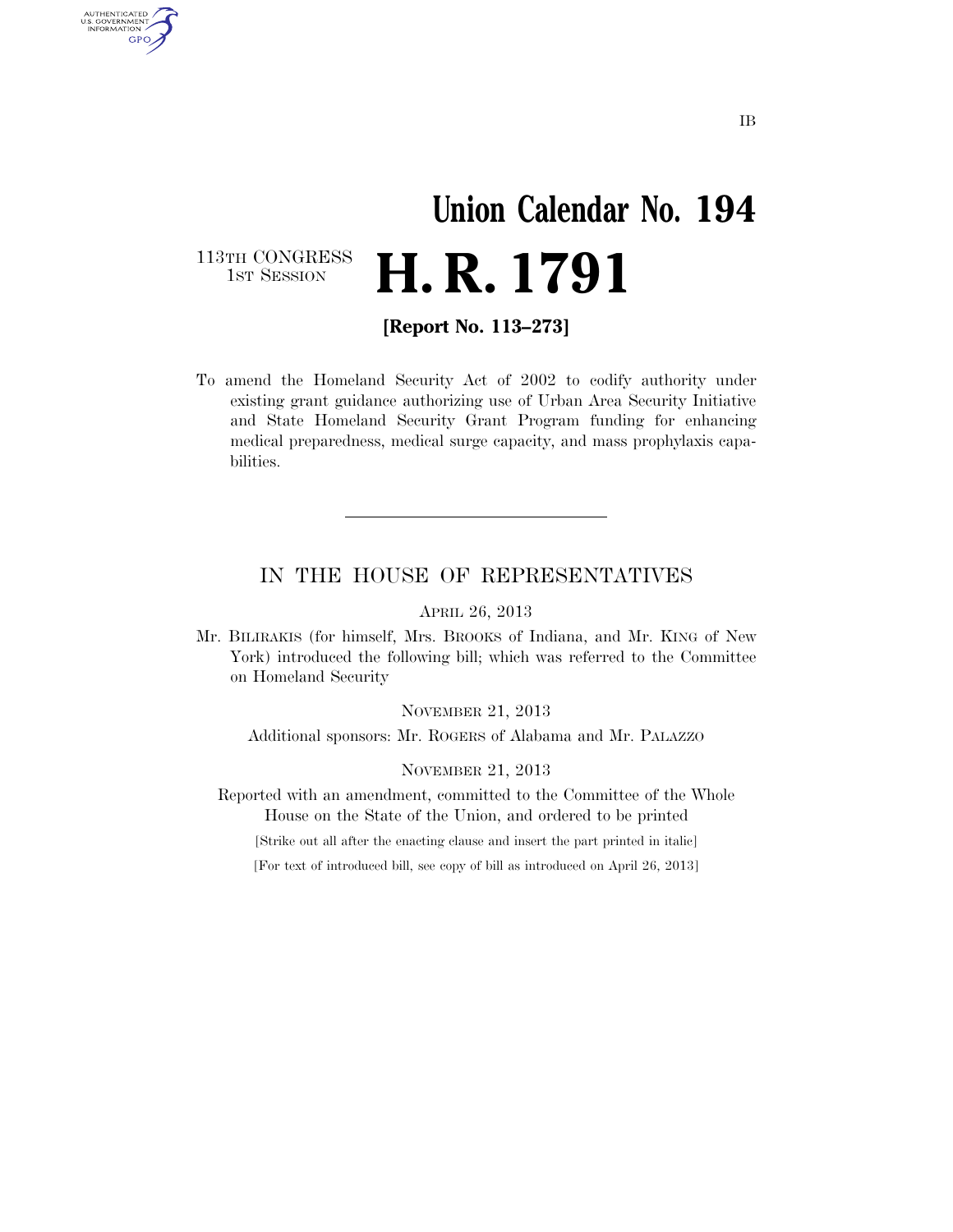IB

# Union Calendar No. 194

113TH CONGRESS
1ST SESSION

# H. R. 1791

**[Report No. 113–273]**

To amend the Homeland Security Act of 2002 to codify authority under existing grant guidance authorizing use of Urban Area Security Initiative and State Homeland Security Grant Program funding for enhancing medical preparedness, medical surge capacity, and mass prophylaxis capabilities.

---

## IN THE HOUSE OF REPRESENTATIVES

APRIL 26, 2013

Mr. BILIRAKIS (for himself, Mrs. BROOKS of Indiana, and Mr. KING of New York) introduced the following bill; which was referred to the Committee on Homeland Security

NOVEMBER 21, 2013

Additional sponsors: Mr. ROGERS of Alabama and Mr. PALAZZO

NOVEMBER 21, 2013

Reported with an amendment, committed to the Committee of the Whole House on the State of the Union, and ordered to be printed

[Strike out all after the enacting clause and insert the part printed in italic]

[For text of introduced bill, see copy of bill as introduced on April 26, 2013]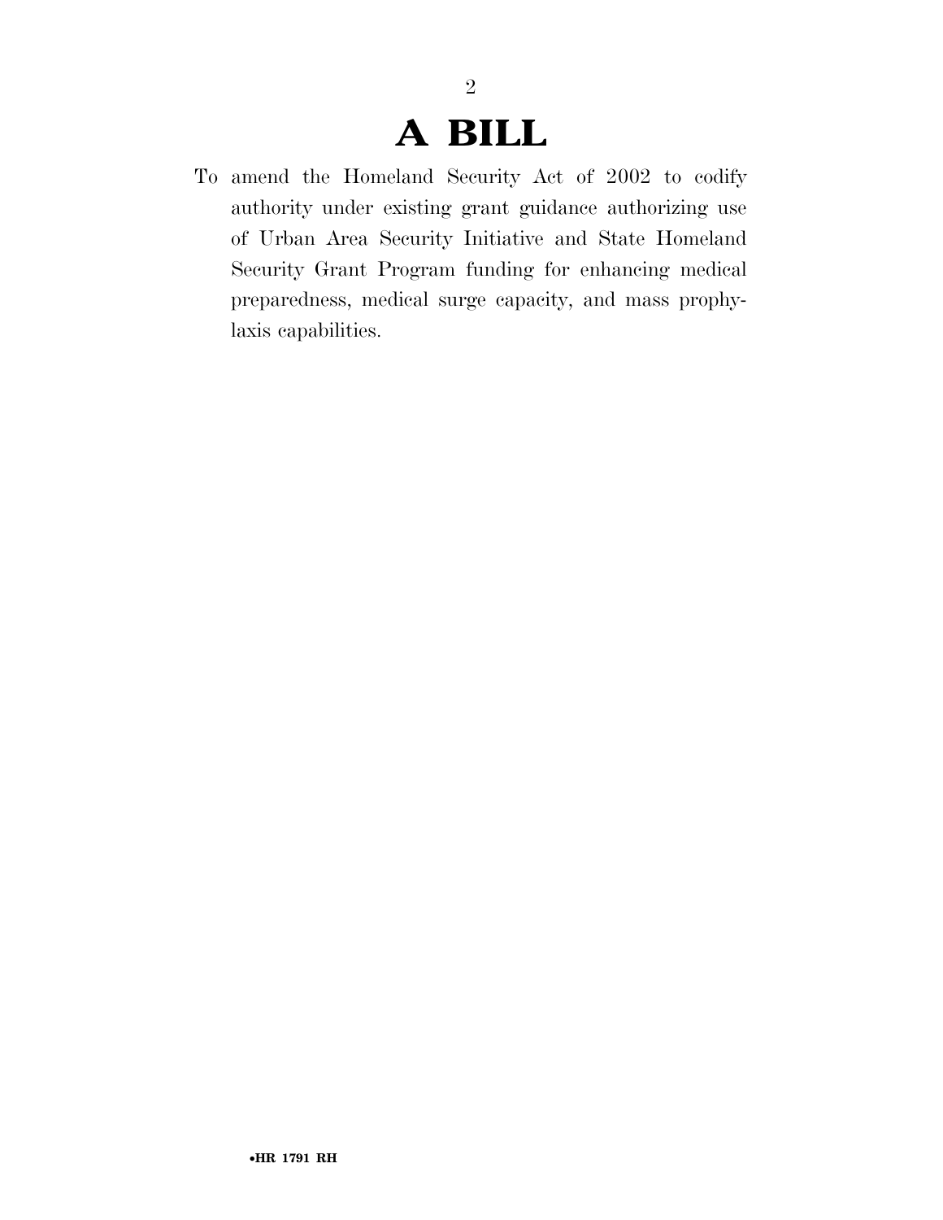# A BILL

To amend the Homeland Security Act of 2002 to codify authority under existing grant guidance authorizing use of Urban Area Security Initiative and State Homeland Security Grant Program funding for enhancing medical preparedness, medical surge capacity, and mass prophylaxis capabilities.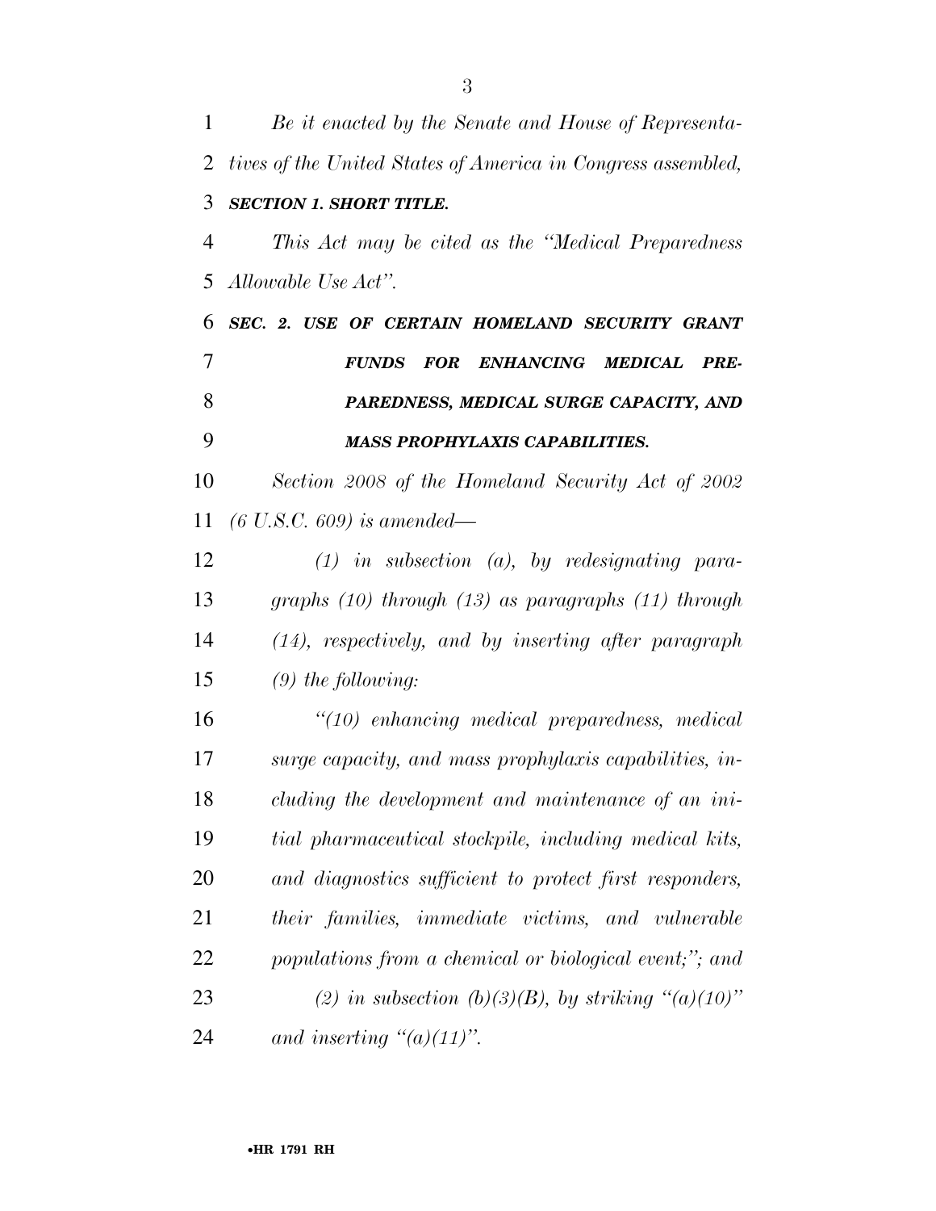*Be it enacted by the Senate and House of Representatives of the United States of America in Congress assembled,*

***SECTION 1. SHORT TITLE.***

*This Act may be cited as the "Medical Preparedness Allowable Use Act".*

***SEC. 2. USE OF CERTAIN HOMELAND SECURITY GRANT FUNDS FOR ENHANCING MEDICAL PREPAREDNESS, MEDICAL SURGE CAPACITY, AND MASS PROPHYLAXIS CAPABILITIES.***

*Section 2008 of the Homeland Security Act of 2002 (6 U.S.C. 609) is amended—*

*(1) in subsection (a), by redesignating paragraphs (10) through (13) as paragraphs (11) through (14), respectively, and by inserting after paragraph (9) the following:*

*"(10) enhancing medical preparedness, medical surge capacity, and mass prophylaxis capabilities, including the development and maintenance of an initial pharmaceutical stockpile, including medical kits, and diagnostics sufficient to protect first responders, their families, immediate victims, and vulnerable populations from a chemical or biological event;"; and*

*(2) in subsection (b)(3)(B), by striking "(a)(10)" and inserting "(a)(11)".*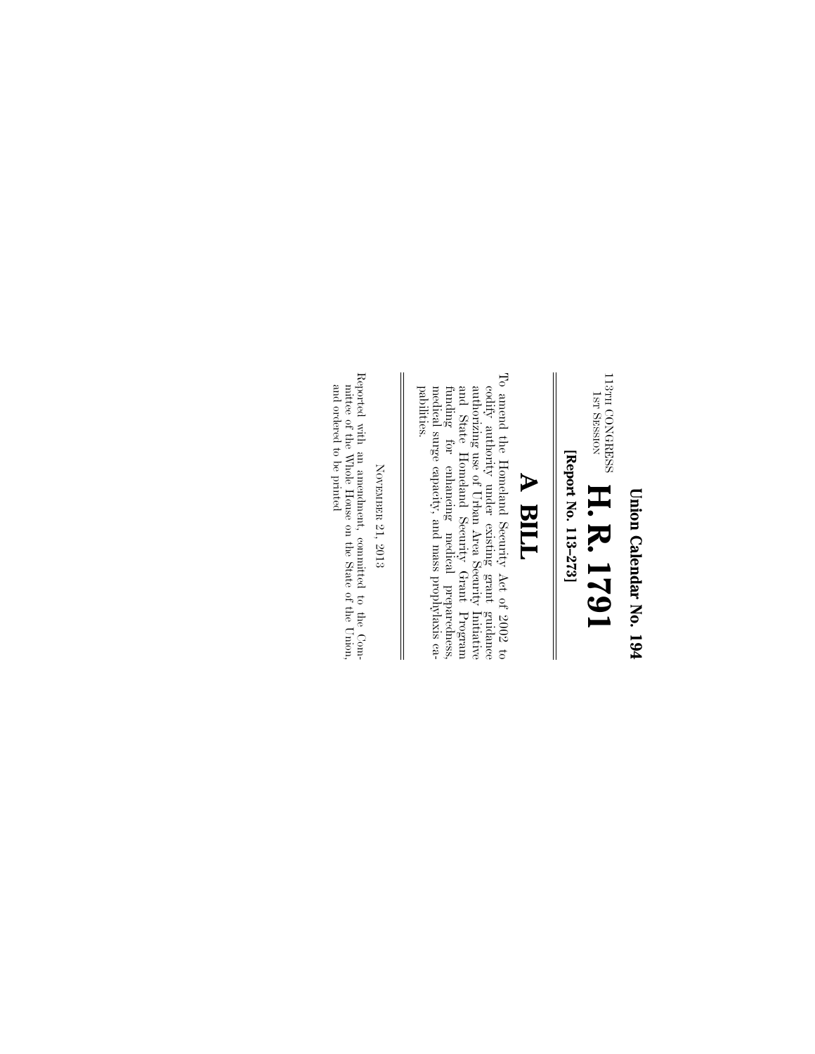**Union Calendar No. 194**

113TH CONGRESS
1ST SESSION

# H. R. 1791

**[Report No. 113–273]**

# A BILL

To amend the Homeland Security Act of 2002 to codify authority under existing grant guidance authorizing use of Urban Area Security Initiative and State Homeland Security Grant Program funding for enhancing medical preparedness, medical surge capacity, and mass prophylaxis capabilities.

NOVEMBER 21, 2013

Reported with an amendment, committed to the Committee of the Whole House on the State of the Union, and ordered to be printed